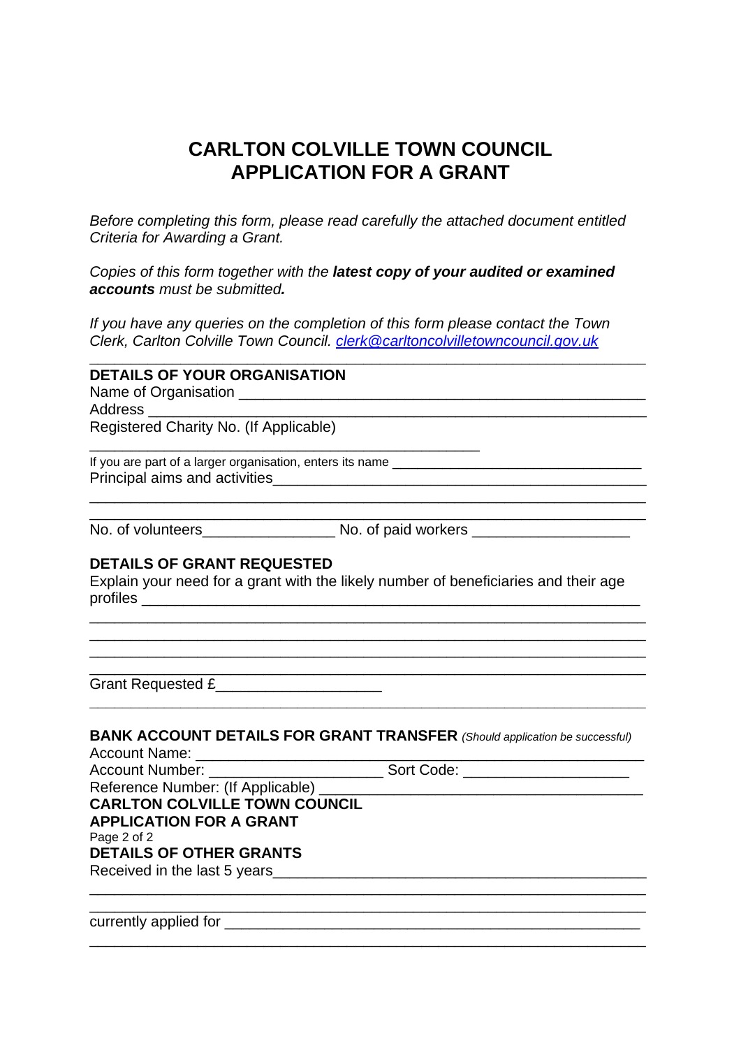# CARLTON COLVILLE TOWN COUNCIL
# APPLICATION FOR A GRANT

*Before completing this form, please read carefully the attached document entitled Criteria for Awarding a Grant.*

*Copies of this form together with the **latest copy of your audited or examined accounts** must be submitted**.***

*If you have any queries on the completion of this form please contact the Town Clerk, Carlton Colville Town Council. clerk@carltoncolvilletowncouncil.gov.uk*

---

**DETAILS OF YOUR ORGANISATION**

Name of Organisation ___________________________________________

Address ________________________________________________________

Registered Charity No. (If Applicable)

_____________________________________________

If you are part of a larger organisation, enters its name ________________________________

Principal aims and activities_____________________________________

_______________________________________________________________

_______________________________________________________________

No. of volunteers_______________ No. of paid workers __________________

**DETAILS OF GRANT REQUESTED**

Explain your need for a grant with the likely number of beneficiaries and their age profiles _________________________________________________________

_______________________________________________________________

_______________________________________________________________

_______________________________________________________________

_______________________________________________________________

Grant Requested £___________________

---

**BANK ACCOUNT DETAILS FOR GRANT TRANSFER** *(Should application be successful)*

Account Name: ____________________________________________________

Account Number: ____________________ Sort Code: ___________________

Reference Number: (If Applicable) ____________________________________

**CARLTON COLVILLE TOWN COUNCIL**

**APPLICATION FOR A GRANT**

Page 2 of 2

**DETAILS OF OTHER GRANTS**

Received in the last 5 years____________________________________________

_______________________________________________________________

_______________________________________________________________

currently applied for ____________________________________________________

_______________________________________________________________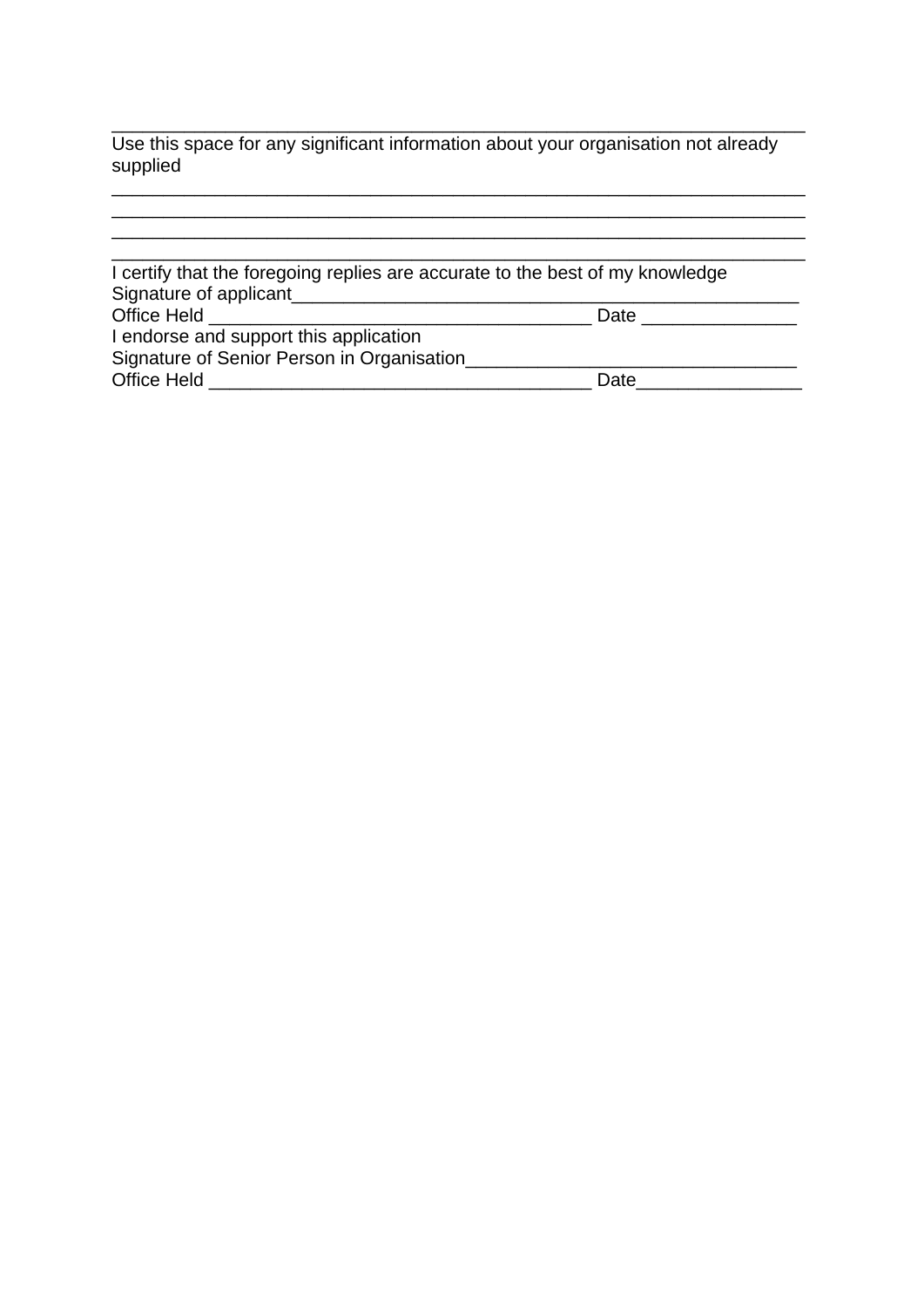______________________________________________________________________
Use this space for any significant information about your organisation not already supplied

______________________________________________________________________
______________________________________________________________________
______________________________________________________________________
______________________________________________________________________

I certify that the foregoing replies are accurate to the best of my knowledge

Signature of applicant___________________________________________________

Office Held ______________________________________ Date _______________

I endorse and support this application

Signature of Senior Person in Organisation________________________________

Office Held ______________________________________ Date________________